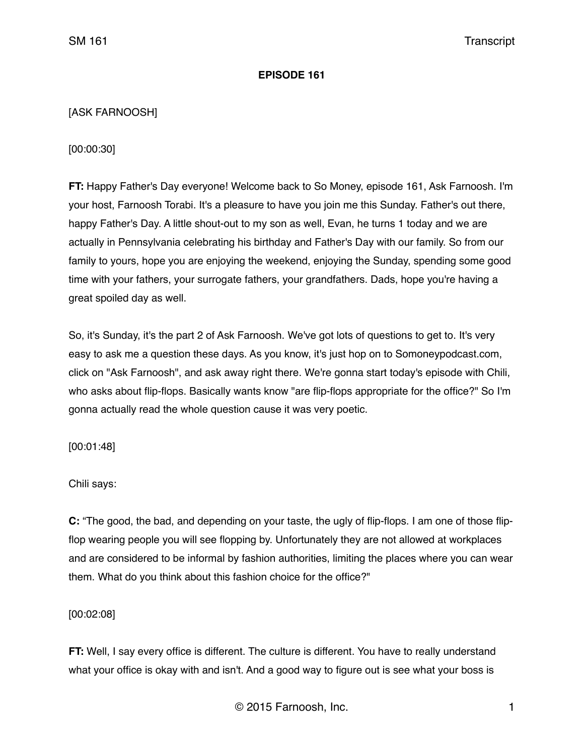**EPISODE 161**

[ASK FARNOOSH]

[00:00:30]

**FT:** Happy Father's Day everyone! Welcome back to So Money, episode 161, Ask Farnoosh. I'm your host, Farnoosh Torabi. It's a pleasure to have you join me this Sunday. Father's out there, happy Father's Day. A little shout-out to my son as well, Evan, he turns 1 today and we are actually in Pennsylvania celebrating his birthday and Father's Day with our family. So from our family to yours, hope you are enjoying the weekend, enjoying the Sunday, spending some good time with your fathers, your surrogate fathers, your grandfathers. Dads, hope you're having a great spoiled day as well.

So, it's Sunday, it's the part 2 of Ask Farnoosh. We've got lots of questions to get to. It's very easy to ask me a question these days. As you know, it's just hop on to Somoneypodcast.com, click on "Ask Farnoosh", and ask away right there. We're gonna start today's episode with Chili, who asks about flip-flops. Basically wants know "are flip-flops appropriate for the office?" So I'm gonna actually read the whole question cause it was very poetic.

[00:01:48]

Chili says:

**C:** "The good, the bad, and depending on your taste, the ugly of flip-flops. I am one of those flip-flop wearing people you will see flopping by. Unfortunately they are not allowed at workplaces and are considered to be informal by fashion authorities, limiting the places where you can wear them. What do you think about this fashion choice for the office?"

[00:02:08]

**FT:** Well, I say every office is different. The culture is different. You have to really understand what your office is okay with and isn't. And a good way to figure out is see what your boss is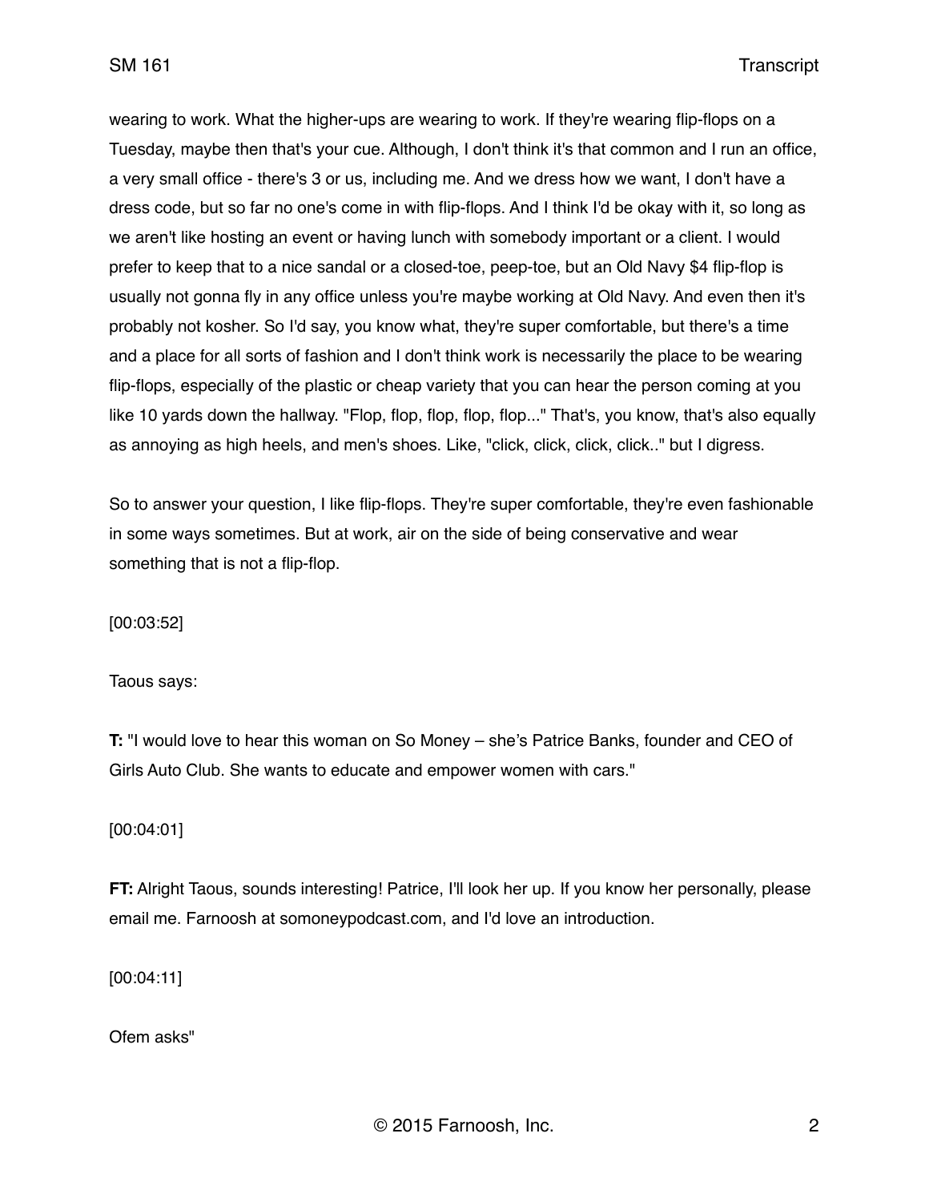wearing to work. What the higher-ups are wearing to work. If they're wearing flip-flops on a Tuesday, maybe then that's your cue. Although, I don't think it's that common and I run an office, a very small office - there's 3 or us, including me. And we dress how we want, I don't have a dress code, but so far no one's come in with flip-flops. And I think I'd be okay with it, so long as we aren't like hosting an event or having lunch with somebody important or a client. I would prefer to keep that to a nice sandal or a closed-toe, peep-toe, but an Old Navy $4 flip-flop is usually not gonna fly in any office unless you're maybe working at Old Navy. And even then it's probably not kosher. So I'd say, you know what, they're super comfortable, but there's a time and a place for all sorts of fashion and I don't think work is necessarily the place to be wearing flip-flops, especially of the plastic or cheap variety that you can hear the person coming at you like 10 yards down the hallway. "Flop, flop, flop, flop, flop..." That's, you know, that's also equally as annoying as high heels, and men's shoes. Like, "click, click, click, click.." but I digress.

So to answer your question, I like flip-flops. They're super comfortable, they're even fashionable in some ways sometimes. But at work, air on the side of being conservative and wear something that is not a flip-flop.

[00:03:52]

Taous says:

**T:** "I would love to hear this woman on So Money – she's Patrice Banks, founder and CEO of Girls Auto Club. She wants to educate and empower women with cars."

[00:04:01]

**FT:** Alright Taous, sounds interesting! Patrice, I'll look her up. If you know her personally, please email me. Farnoosh at somoneypodcast.com, and I'd love an introduction.

[00:04:11]

Ofem asks"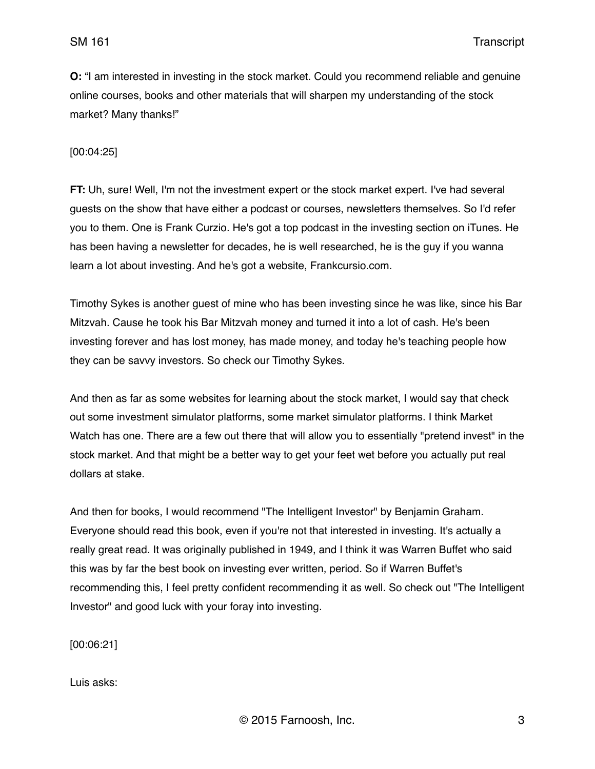**O:** “I am interested in investing in the stock market. Could you recommend reliable and genuine online courses, books and other materials that will sharpen my understanding of the stock market? Many thanks!”

[00:04:25]

**FT:** Uh, sure! Well, I'm not the investment expert or the stock market expert. I've had several guests on the show that have either a podcast or courses, newsletters themselves. So I'd refer you to them. One is Frank Curzio. He's got a top podcast in the investing section on iTunes. He has been having a newsletter for decades, he is well researched, he is the guy if you wanna learn a lot about investing. And he's got a website, Frankcursio.com.

Timothy Sykes is another guest of mine who has been investing since he was like, since his Bar Mitzvah. Cause he took his Bar Mitzvah money and turned it into a lot of cash. He's been investing forever and has lost money, has made money, and today he's teaching people how they can be savvy investors. So check our Timothy Sykes.

And then as far as some websites for learning about the stock market, I would say that check out some investment simulator platforms, some market simulator platforms. I think Market Watch has one. There are a few out there that will allow you to essentially "pretend invest" in the stock market. And that might be a better way to get your feet wet before you actually put real dollars at stake.

And then for books, I would recommend "The Intelligent Investor" by Benjamin Graham. Everyone should read this book, even if you're not that interested in investing. It's actually a really great read. It was originally published in 1949, and I think it was Warren Buffet who said this was by far the best book on investing ever written, period. So if Warren Buffet's recommending this, I feel pretty confident recommending it as well. So check out "The Intelligent Investor" and good luck with your foray into investing.

[00:06:21]

Luis asks: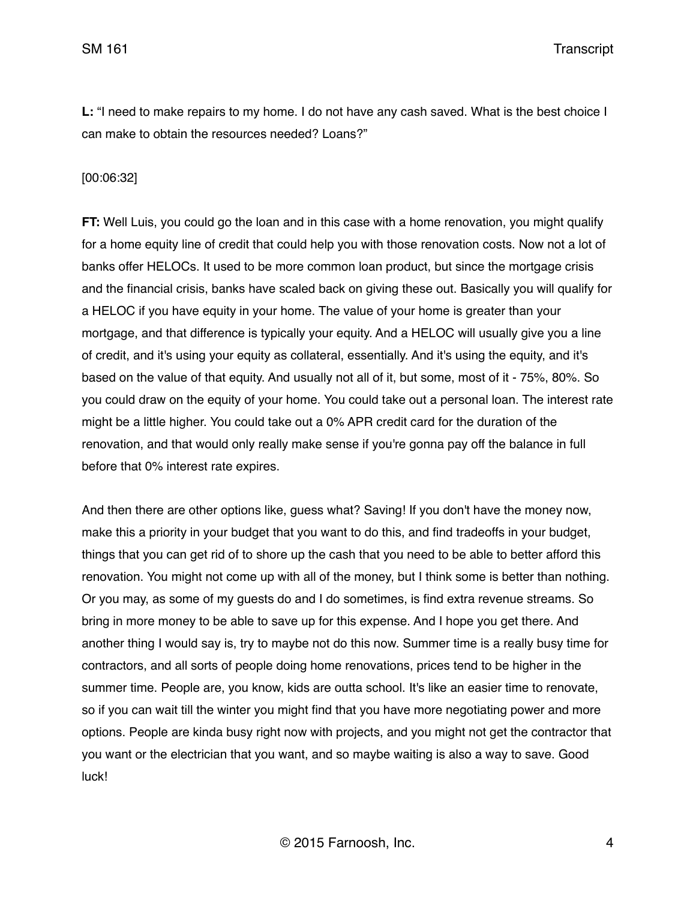**L:** "I need to make repairs to my home. I do not have any cash saved. What is the best choice I can make to obtain the resources needed? Loans?"

[00:06:32]

**FT:** Well Luis, you could go the loan and in this case with a home renovation, you might qualify for a home equity line of credit that could help you with those renovation costs. Now not a lot of banks offer HELOCs. It used to be more common loan product, but since the mortgage crisis and the financial crisis, banks have scaled back on giving these out. Basically you will qualify for a HELOC if you have equity in your home. The value of your home is greater than your mortgage, and that difference is typically your equity. And a HELOC will usually give you a line of credit, and it's using your equity as collateral, essentially. And it's using the equity, and it's based on the value of that equity. And usually not all of it, but some, most of it - 75%, 80%. So you could draw on the equity of your home. You could take out a personal loan. The interest rate might be a little higher. You could take out a 0% APR credit card for the duration of the renovation, and that would only really make sense if you're gonna pay off the balance in full before that 0% interest rate expires.

And then there are other options like, guess what? Saving! If you don't have the money now, make this a priority in your budget that you want to do this, and find tradeoffs in your budget, things that you can get rid of to shore up the cash that you need to be able to better afford this renovation. You might not come up with all of the money, but I think some is better than nothing. Or you may, as some of my guests do and I do sometimes, is find extra revenue streams. So bring in more money to be able to save up for this expense. And I hope you get there. And another thing I would say is, try to maybe not do this now. Summer time is a really busy time for contractors, and all sorts of people doing home renovations, prices tend to be higher in the summer time. People are, you know, kids are outta school. It's like an easier time to renovate, so if you can wait till the winter you might find that you have more negotiating power and more options. People are kinda busy right now with projects, and you might not get the contractor that you want or the electrician that you want, and so maybe waiting is also a way to save. Good luck!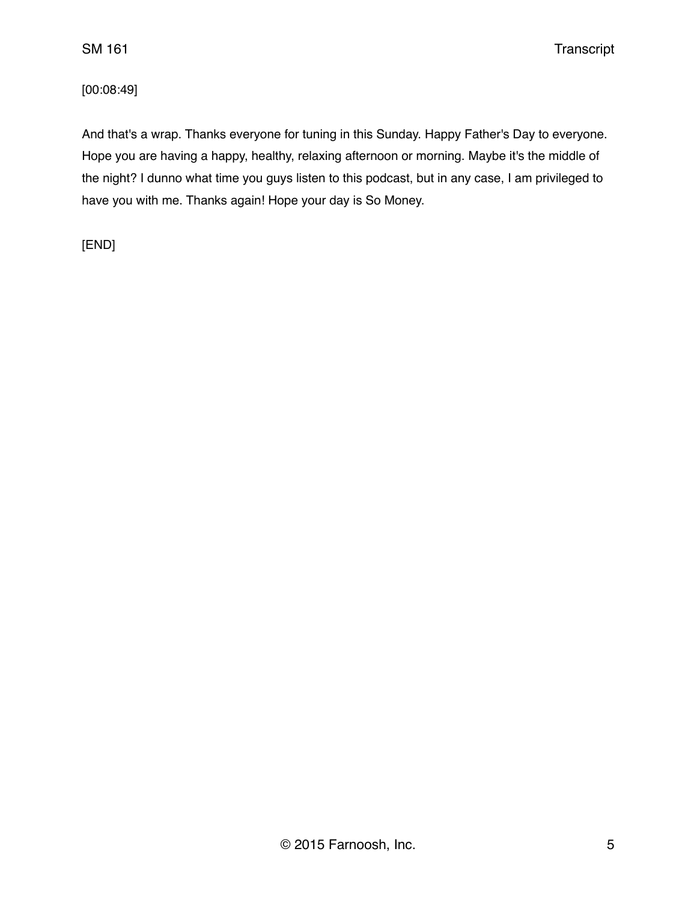[00:08:49]

And that's a wrap. Thanks everyone for tuning in this Sunday. Happy Father's Day to everyone. Hope you are having a happy, healthy, relaxing afternoon or morning. Maybe it's the middle of the night? I dunno what time you guys listen to this podcast, but in any case, I am privileged to have you with me. Thanks again! Hope your day is So Money.

[END]